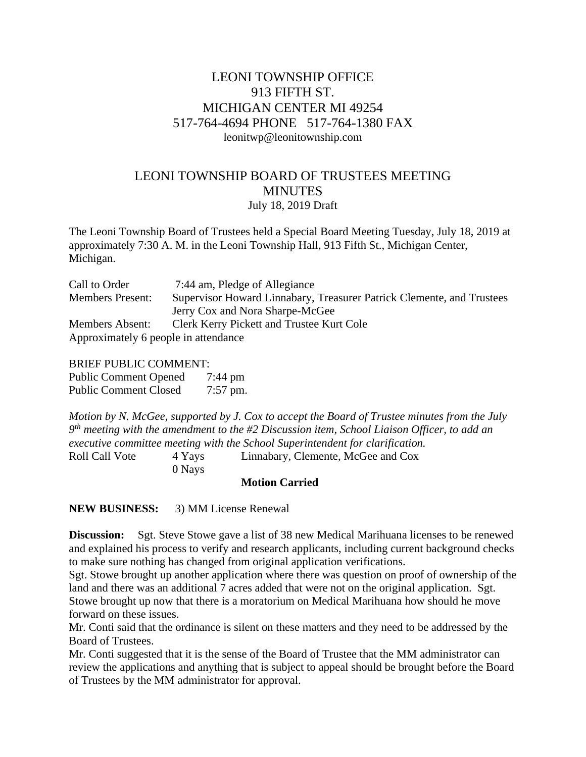LEONI TOWNSHIP OFFICE
913 FIFTH ST.
MICHIGAN CENTER MI 49254
517-764-4694 PHONE 517-764-1380 FAX
leonitwp@leonitownship.com

# LEONI TOWNSHIP BOARD OF TRUSTEES MEETING MINUTES

July 18, 2019 Draft

The Leoni Township Board of Trustees held a Special Board Meeting Tuesday, July 18, 2019 at approximately 7:30 A. M. in the Leoni Township Hall, 913 Fifth St., Michigan Center, Michigan.

| | |
|---|---|
| Call to Order | 7:44 am, Pledge of Allegiance |
| Members Present: | Supervisor Howard Linnabary, Treasurer Patrick Clemente, and Trustees Jerry Cox and Nora Sharpe-McGee |
| Members Absent: | Clerk Kerry Pickett and Trustee Kurt Cole |

Approximately 6 people in attendance

BRIEF PUBLIC COMMENT:

| | |
|---|---|
| Public Comment Opened | 7:44 pm |
| Public Comment Closed | 7:57 pm. |

*Motion by N. McGee, supported by J. Cox to accept the Board of Trustee minutes from the July 9th meeting with the amendment to the #2 Discussion item, School Liaison Officer, to add an executive committee meeting with the School Superintendent for clarification.*

| | | |
|---|---|---|
| Roll Call Vote | 4 Yays | Linnabary, Clemente, McGee and Cox |
| | 0 Nays | |

**Motion Carried**

**NEW BUSINESS:** 3) MM License Renewal

**Discussion:** Sgt. Steve Stowe gave a list of 38 new Medical Marihuana licenses to be renewed and explained his process to verify and research applicants, including current background checks to make sure nothing has changed from original application verifications.

Sgt. Stowe brought up another application where there was question on proof of ownership of the land and there was an additional 7 acres added that were not on the original application. Sgt. Stowe brought up now that there is a moratorium on Medical Marihuana how should he move forward on these issues.

Mr. Conti said that the ordinance is silent on these matters and they need to be addressed by the Board of Trustees.

Mr. Conti suggested that it is the sense of the Board of Trustee that the MM administrator can review the applications and anything that is subject to appeal should be brought before the Board of Trustees by the MM administrator for approval.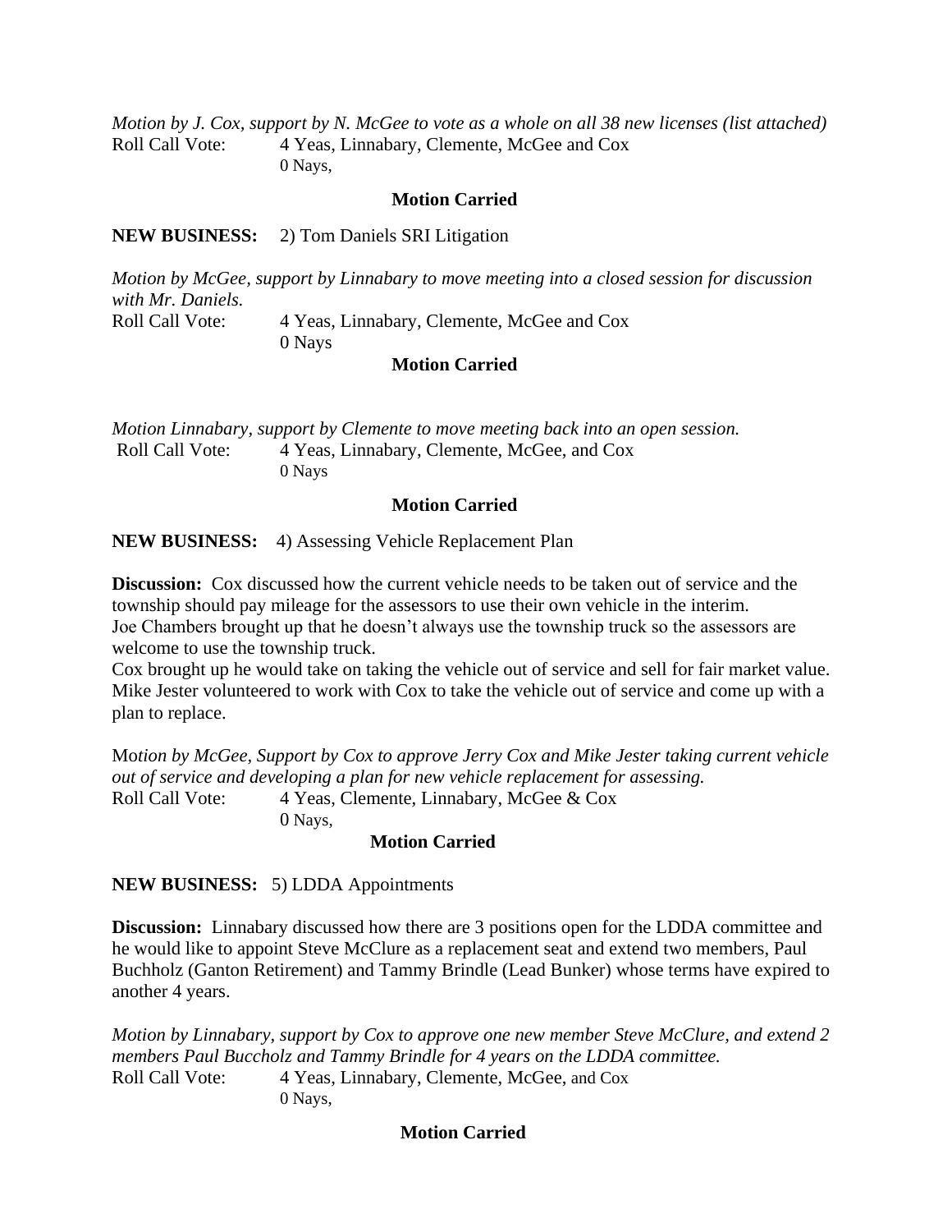*Motion by J. Cox, support by N. McGee to vote as a whole on all 38 new licenses (list attached)*
Roll Call Vote: 4 Yeas, Linnabary, Clemente, McGee and Cox
0 Nays,

**Motion Carried**

**NEW BUSINESS:** 2) Tom Daniels SRI Litigation

*Motion by McGee, support by Linnabary to move meeting into a closed session for discussion with Mr. Daniels.*
Roll Call Vote: 4 Yeas, Linnabary, Clemente, McGee and Cox
0 Nays

**Motion Carried**

*Motion Linnabary, support by Clemente to move meeting back into an open session.*
Roll Call Vote: 4 Yeas, Linnabary, Clemente, McGee, and Cox
0 Nays

**Motion Carried**

**NEW BUSINESS:** 4) Assessing Vehicle Replacement Plan

**Discussion:** Cox discussed how the current vehicle needs to be taken out of service and the township should pay mileage for the assessors to use their own vehicle in the interim.
Joe Chambers brought up that he doesn't always use the township truck so the assessors are welcome to use the township truck.
Cox brought up he would take on taking the vehicle out of service and sell for fair market value.
Mike Jester volunteered to work with Cox to take the vehicle out of service and come up with a plan to replace.

M*otion by McGee, Support by Cox to approve Jerry Cox and Mike Jester taking current vehicle out of service and developing a plan for new vehicle replacement for assessing.*
Roll Call Vote: 4 Yeas, Clemente, Linnabary, McGee & Cox
0 Nays,

**Motion Carried**

**NEW BUSINESS:** 5) LDDA Appointments

**Discussion:** Linnabary discussed how there are 3 positions open for the LDDA committee and he would like to appoint Steve McClure as a replacement seat and extend two members, Paul Buchholz (Ganton Retirement) and Tammy Brindle (Lead Bunker) whose terms have expired to another 4 years.

*Motion by Linnabary, support by Cox to approve one new member Steve McClure, and extend 2 members Paul Buccholz and Tammy Brindle for 4 years on the LDDA committee.*
Roll Call Vote: 4 Yeas, Linnabary, Clemente, McGee, and Cox
0 Nays,

**Motion Carried**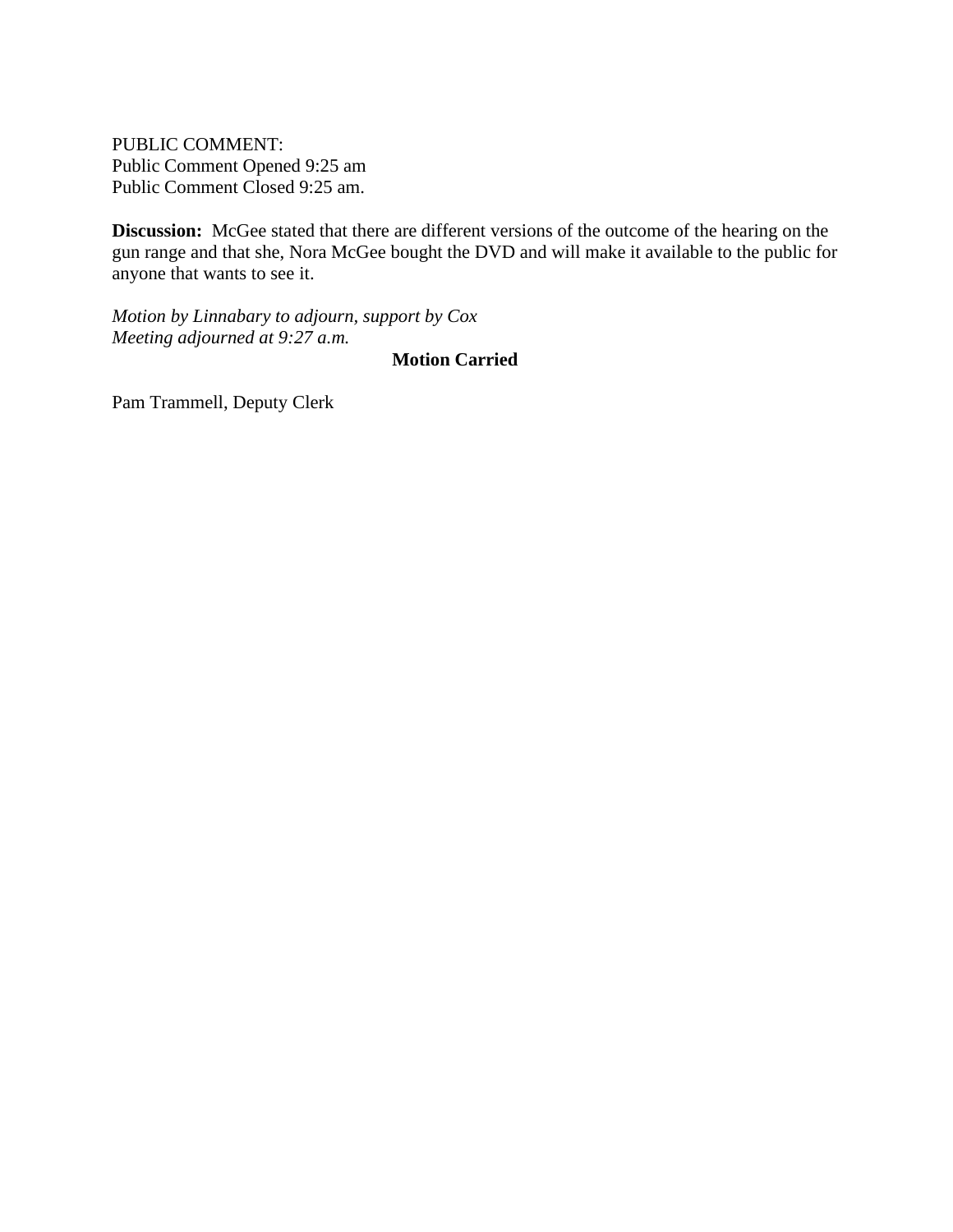PUBLIC COMMENT:
Public Comment Opened 9:25 am
Public Comment Closed 9:25 am.

**Discussion:** McGee stated that there are different versions of the outcome of the hearing on the gun range and that she, Nora McGee bought the DVD and will make it available to the public for anyone that wants to see it.

*Motion by Linnabary to adjourn, support by Cox*
*Meeting adjourned at 9:27 a.m.*

**Motion Carried**

Pam Trammell, Deputy Clerk